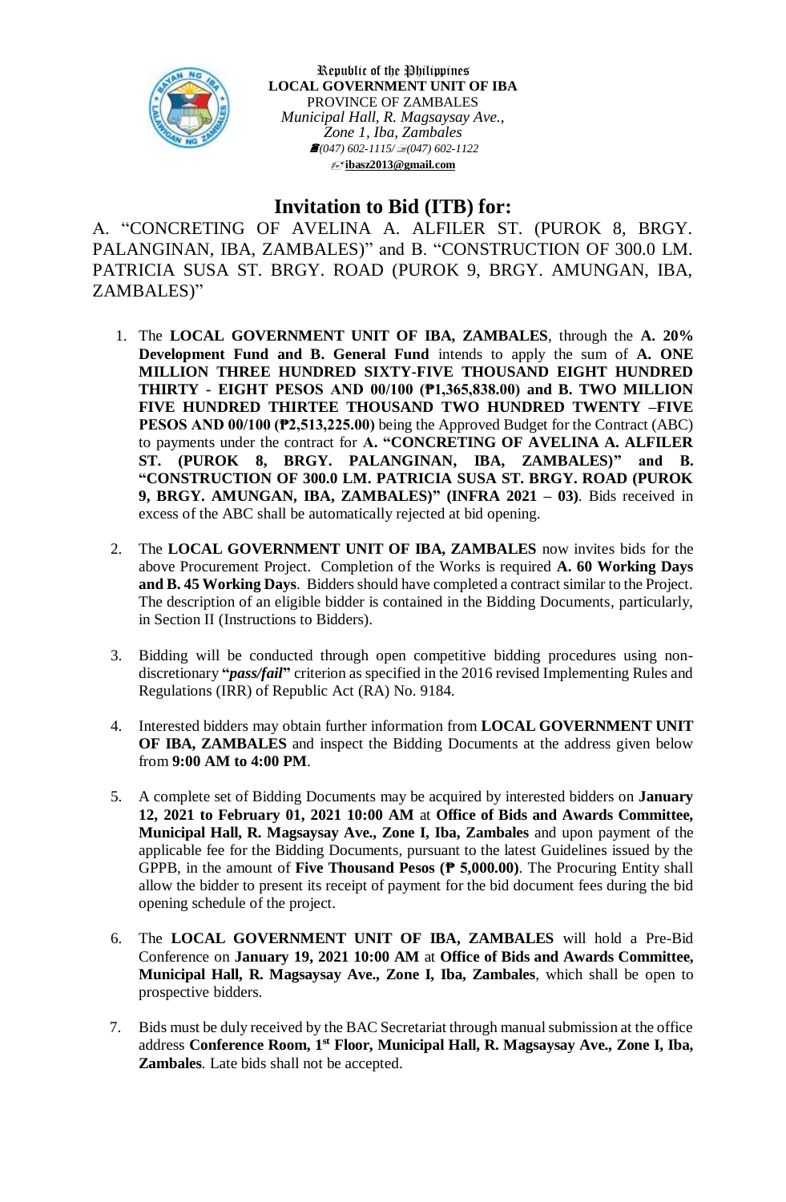Republic of the Philippines
**LOCAL GOVERNMENT UNIT OF IBA**
PROVINCE OF ZAMBALES
*Municipal Hall, R. Magsaysay Ave., Zone 1, Iba, Zambales*
*(047) 602-1115/ (047) 602-1122*
**ibasz2013@gmail.com**

# Invitation to Bid (ITB) for:

A. "CONCRETING OF AVELINA A. ALFILER ST. (PUROK 8, BRGY. PALANGINAN, IBA, ZAMBALES)" and B. "CONSTRUCTION OF 300.0 LM. PATRICIA SUSA ST. BRGY. ROAD (PUROK 9, BRGY. AMUNGAN, IBA, ZAMBALES)"

1. The **LOCAL GOVERNMENT UNIT OF IBA, ZAMBALES**, through the **A. 20% Development Fund and B. General Fund** intends to apply the sum of **A. ONE MILLION THREE HUNDRED SIXTY-FIVE THOUSAND EIGHT HUNDRED THIRTY - EIGHT PESOS AND 00/100 (₱1,365,838.00) and B. TWO MILLION FIVE HUNDRED THIRTEE THOUSAND TWO HUNDRED TWENTY –FIVE PESOS AND 00/100 (₱2,513,225.00)** being the Approved Budget for the Contract (ABC) to payments under the contract for **A. "CONCRETING OF AVELINA A. ALFILER ST. (PUROK 8, BRGY. PALANGINAN, IBA, ZAMBALES)" and B. "CONSTRUCTION OF 300.0 LM. PATRICIA SUSA ST. BRGY. ROAD (PUROK 9, BRGY. AMUNGAN, IBA, ZAMBALES)" (INFRA 2021 – 03)**. Bids received in excess of the ABC shall be automatically rejected at bid opening.

2. The **LOCAL GOVERNMENT UNIT OF IBA, ZAMBALES** now invites bids for the above Procurement Project. Completion of the Works is required **A. 60 Working Days and B. 45 Working Days**. Bidders should have completed a contract similar to the Project. The description of an eligible bidder is contained in the Bidding Documents, particularly, in Section II (Instructions to Bidders).

3. Bidding will be conducted through open competitive bidding procedures using non-discretionary **"*pass/fail*"** criterion as specified in the 2016 revised Implementing Rules and Regulations (IRR) of Republic Act (RA) No. 9184.

4. Interested bidders may obtain further information from **LOCAL GOVERNMENT UNIT OF IBA, ZAMBALES** and inspect the Bidding Documents at the address given below from **9:00 AM to 4:00 PM**.

5. A complete set of Bidding Documents may be acquired by interested bidders on **January 12, 2021 to February 01, 2021 10:00 AM** at **Office of Bids and Awards Committee, Municipal Hall, R. Magsaysay Ave., Zone I, Iba, Zambales** and upon payment of the applicable fee for the Bidding Documents, pursuant to the latest Guidelines issued by the GPPB, in the amount of **Five Thousand Pesos (₱ 5,000.00)**. The Procuring Entity shall allow the bidder to present its receipt of payment for the bid document fees during the bid opening schedule of the project.

6. The **LOCAL GOVERNMENT UNIT OF IBA, ZAMBALES** will hold a Pre-Bid Conference on **January 19, 2021 10:00 AM** at **Office of Bids and Awards Committee, Municipal Hall, R. Magsaysay Ave., Zone I, Iba, Zambales**, which shall be open to prospective bidders.

7. Bids must be duly received by the BAC Secretariat through manual submission at the office address **Conference Room, 1st Floor, Municipal Hall, R. Magsaysay Ave., Zone I, Iba, Zambales**. Late bids shall not be accepted.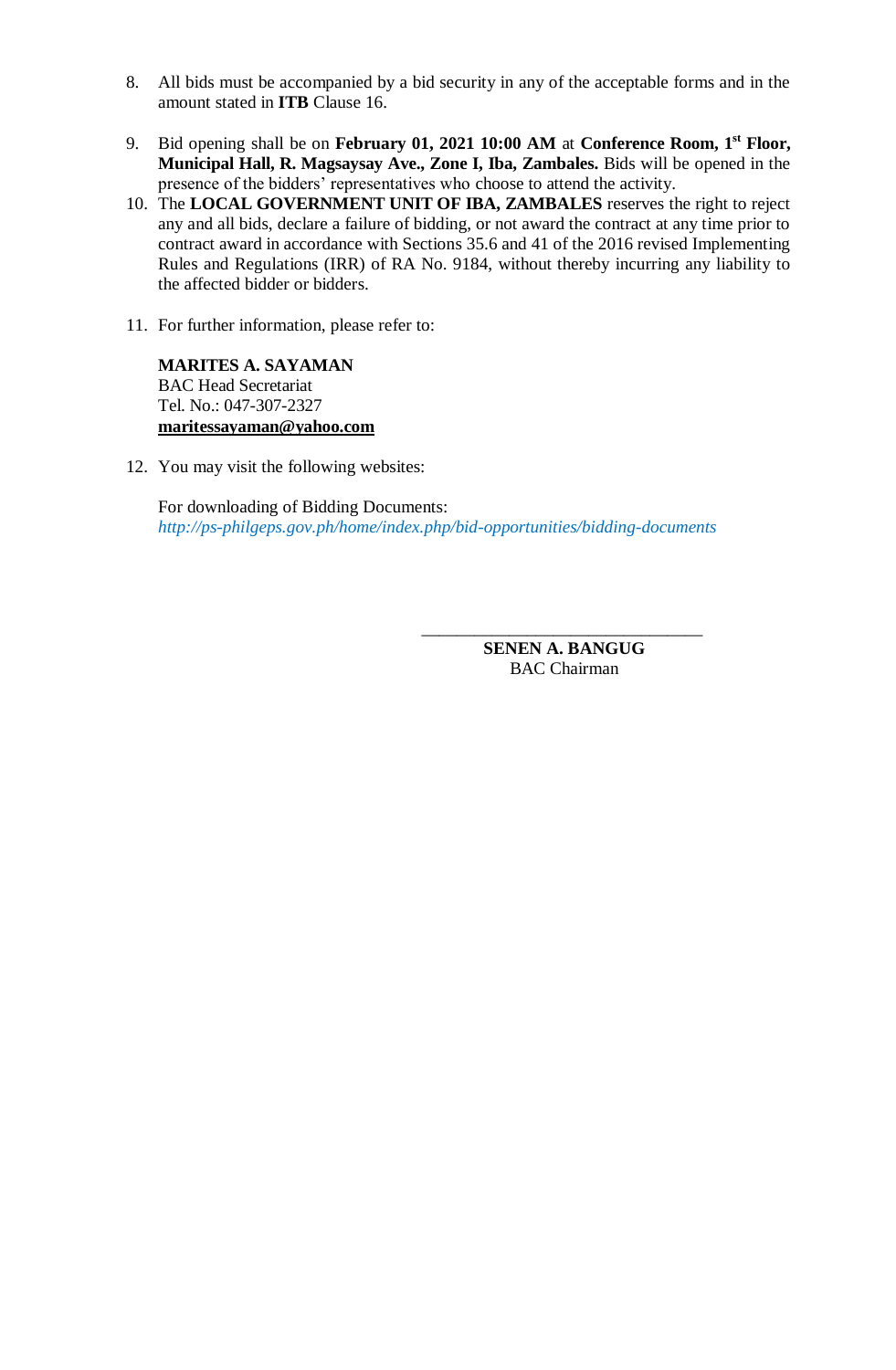8. All bids must be accompanied by a bid security in any of the acceptable forms and in the amount stated in **ITB** Clause 16.

9. Bid opening shall be on **February 01, 2021 10:00 AM** at **Conference Room, 1st Floor, Municipal Hall, R. Magsaysay Ave., Zone I, Iba, Zambales.** Bids will be opened in the presence of the bidders' representatives who choose to attend the activity.

10. The **LOCAL GOVERNMENT UNIT OF IBA, ZAMBALES** reserves the right to reject any and all bids, declare a failure of bidding, or not award the contract at any time prior to contract award in accordance with Sections 35.6 and 41 of the 2016 revised Implementing Rules and Regulations (IRR) of RA No. 9184, without thereby incurring any liability to the affected bidder or bidders.

11. For further information, please refer to:

    **MARITES A. SAYAMAN**
    BAC Head Secretariat
    Tel. No.: 047-307-2327
    **maritessayaman@yahoo.com**

12. You may visit the following websites:

    For downloading of Bidding Documents:
    *http://ps-philgeps.gov.ph/home/index.php/bid-opportunities/bidding-documents*

\_\_\_\_\_\_\_\_\_\_\_\_\_\_\_\_\_\_\_\_\_\_\_\_\_\_\_\_\_\_\_\_
**SENEN A. BANGUG**
BAC Chairman